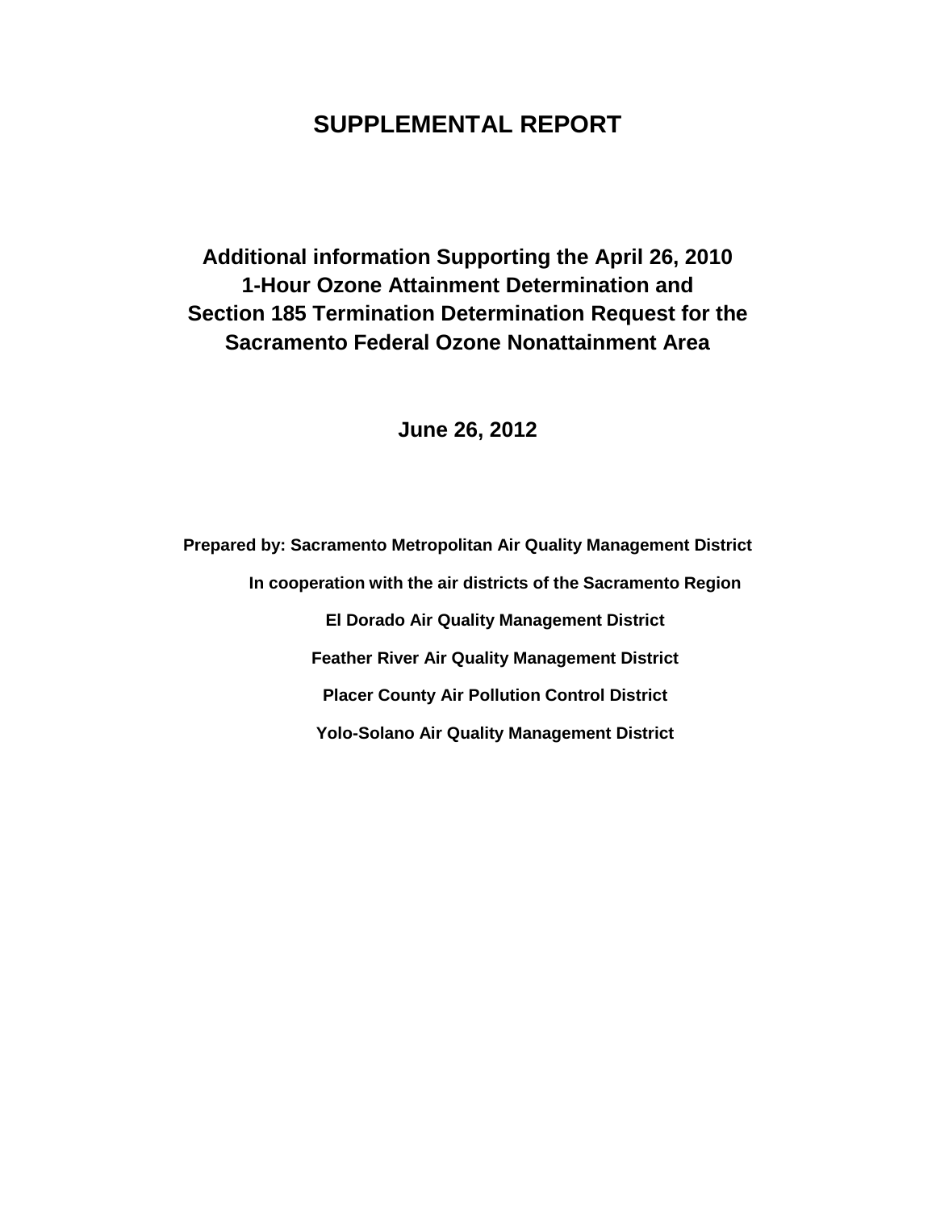# SUPPLEMENTAL REPORT

## Additional information Supporting the April 26, 2010 1-Hour Ozone Attainment Determination and Section 185 Termination Determination Request for the Sacramento Federal Ozone Nonattainment Area

**June 26, 2012**

**Prepared by: Sacramento Metropolitan Air Quality Management District**

**In cooperation with the air districts of the Sacramento Region**

**El Dorado Air Quality Management District**

**Feather River Air Quality Management District**

**Placer County Air Pollution Control District**

**Yolo-Solano Air Quality Management District**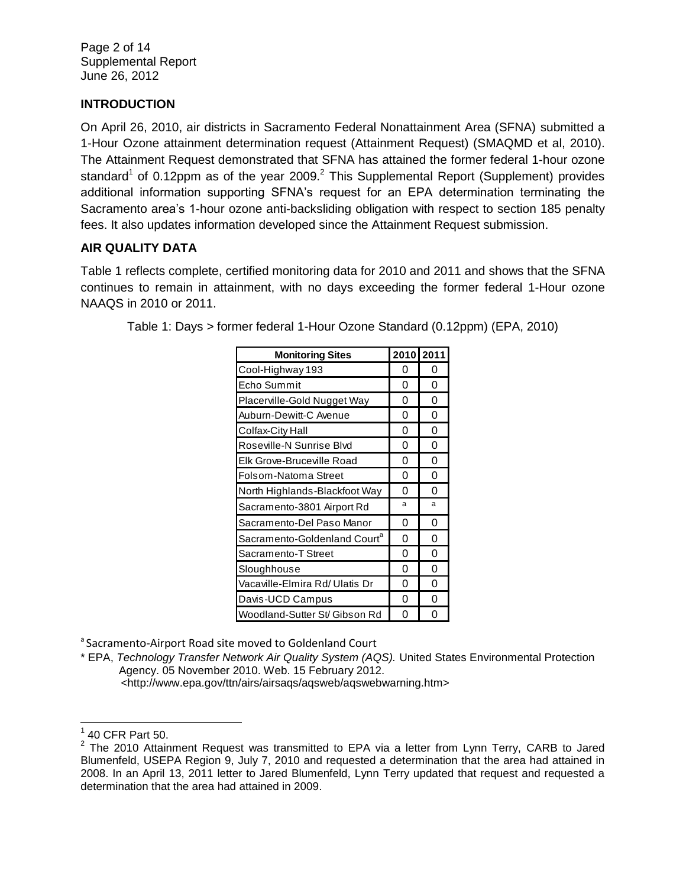## INTRODUCTION

On April 26, 2010, air districts in Sacramento Federal Nonattainment Area (SFNA) submitted a 1-Hour Ozone attainment determination request (Attainment Request) (SMAQMD et al, 2010). The Attainment Request demonstrated that SFNA has attained the former federal 1-hour ozone standard[1] of 0.12ppm as of the year 2009.[2] This Supplemental Report (Supplement) provides additional information supporting SFNA's request for an EPA determination terminating the Sacramento area's 1-hour ozone anti-backsliding obligation with respect to section 185 penalty fees. It also updates information developed since the Attainment Request submission.

## AIR QUALITY DATA

Table 1 reflects complete, certified monitoring data for 2010 and 2011 and shows that the SFNA continues to remain in attainment, with no days exceeding the former federal 1-Hour ozone NAAQS in 2010 or 2011.

Table 1: Days > former federal 1-Hour Ozone Standard (0.12ppm) (EPA, 2010)

| Monitoring Sites | 2010 | 2011 |
|---|---|---|
| Cool-Highway 193 | 0 | 0 |
| Echo Summit | 0 | 0 |
| Placerville-Gold Nugget Way | 0 | 0 |
| Auburn-Dewitt-C Avenue | 0 | 0 |
| Colfax-City Hall | 0 | 0 |
| Roseville-N Sunrise Blvd | 0 | 0 |
| Elk Grove-Bruceville Road | 0 | 0 |
| Folsom-Natoma Street | 0 | 0 |
| North Highlands-Blackfoot Way | 0 | 0 |
| Sacramento-3801 Airport Rd | a | a |
| Sacramento-Del Paso Manor | 0 | 0 |
| Sacramento-Goldenland Court[a] | 0 | 0 |
| Sacramento-T Street | 0 | 0 |
| Sloughhouse | 0 | 0 |
| Vacaville-Elmira Rd/ Ulatis Dr | 0 | 0 |
| Davis-UCD Campus | 0 | 0 |
| Woodland-Sutter St/ Gibson Rd | 0 | 0 |

[a] Sacramento-Airport Road site moved to Goldenland Court

\* EPA, *Technology Transfer Network Air Quality System (AQS).* United States Environmental Protection Agency. 05 November 2010. Web. 15 February 2012. <http://www.epa.gov/ttn/airs/airsaqs/aqsweb/aqswebwarning.htm>

---

[1] 40 CFR Part 50.

[2] The 2010 Attainment Request was transmitted to EPA via a letter from Lynn Terry, CARB to Jared Blumenfeld, USEPA Region 9, July 7, 2010 and requested a determination that the area had attained in 2008. In an April 13, 2011 letter to Jared Blumenfeld, Lynn Terry updated that request and requested a determination that the area had attained in 2009.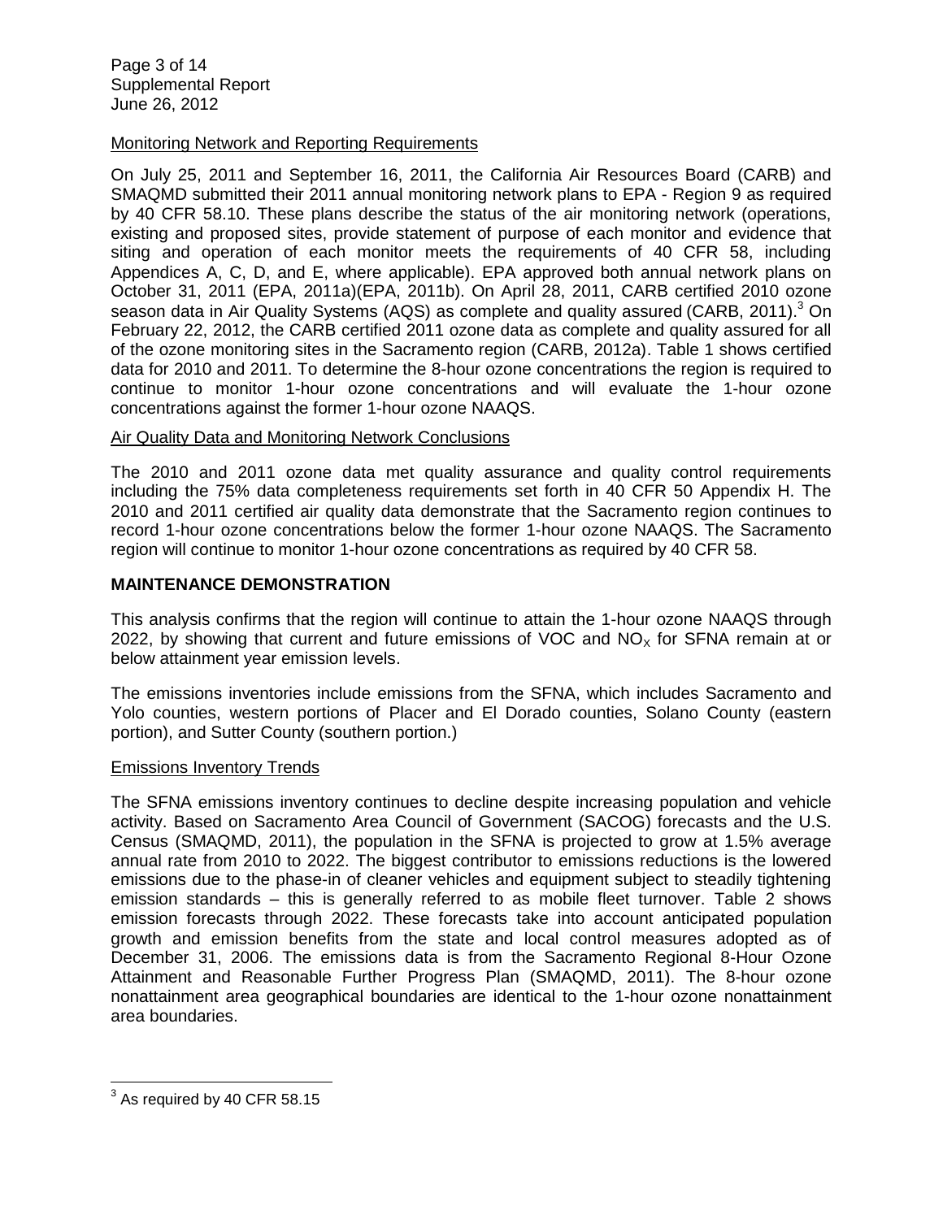Monitoring Network and Reporting Requirements

On July 25, 2011 and September 16, 2011, the California Air Resources Board (CARB) and SMAQMD submitted their 2011 annual monitoring network plans to EPA - Region 9 as required by 40 CFR 58.10. These plans describe the status of the air monitoring network (operations, existing and proposed sites, provide statement of purpose of each monitor and evidence that siting and operation of each monitor meets the requirements of 40 CFR 58, including Appendices A, C, D, and E, where applicable). EPA approved both annual network plans on October 31, 2011 (EPA, 2011a)(EPA, 2011b). On April 28, 2011, CARB certified 2010 ozone season data in Air Quality Systems (AQS) as complete and quality assured (CARB, 2011).[3] On February 22, 2012, the CARB certified 2011 ozone data as complete and quality assured for all of the ozone monitoring sites in the Sacramento region (CARB, 2012a). Table 1 shows certified data for 2010 and 2011. To determine the 8-hour ozone concentrations the region is required to continue to monitor 1-hour ozone concentrations and will evaluate the 1-hour ozone concentrations against the former 1-hour ozone NAAQS.

Air Quality Data and Monitoring Network Conclusions

The 2010 and 2011 ozone data met quality assurance and quality control requirements including the 75% data completeness requirements set forth in 40 CFR 50 Appendix H. The 2010 and 2011 certified air quality data demonstrate that the Sacramento region continues to record 1-hour ozone concentrations below the former 1-hour ozone NAAQS. The Sacramento region will continue to monitor 1-hour ozone concentrations as required by 40 CFR 58.

## MAINTENANCE DEMONSTRATION

This analysis confirms that the region will continue to attain the 1-hour ozone NAAQS through 2022, by showing that current and future emissions of VOC and $NO_X$ for SFNA remain at or below attainment year emission levels.

The emissions inventories include emissions from the SFNA, which includes Sacramento and Yolo counties, western portions of Placer and El Dorado counties, Solano County (eastern portion), and Sutter County (southern portion.)

Emissions Inventory Trends

The SFNA emissions inventory continues to decline despite increasing population and vehicle activity. Based on Sacramento Area Council of Government (SACOG) forecasts and the U.S. Census (SMAQMD, 2011), the population in the SFNA is projected to grow at 1.5% average annual rate from 2010 to 2022. The biggest contributor to emissions reductions is the lowered emissions due to the phase-in of cleaner vehicles and equipment subject to steadily tightening emission standards – this is generally referred to as mobile fleet turnover. Table 2 shows emission forecasts through 2022. These forecasts take into account anticipated population growth and emission benefits from the state and local control measures adopted as of December 31, 2006. The emissions data is from the Sacramento Regional 8-Hour Ozone Attainment and Reasonable Further Progress Plan (SMAQMD, 2011). The 8-hour ozone nonattainment area geographical boundaries are identical to the 1-hour ozone nonattainment area boundaries.

[3] As required by 40 CFR 58.15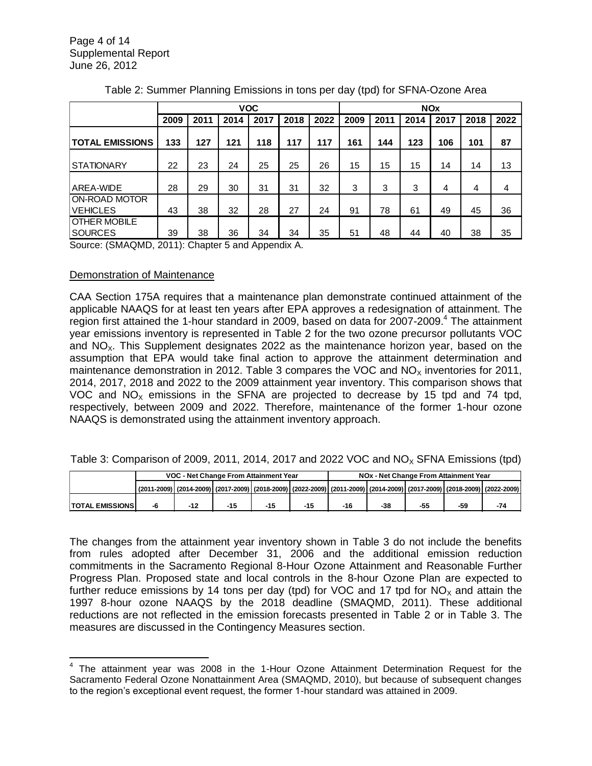Table 2: Summer Planning Emissions in tons per day (tpd) for SFNA-Ozone Area

| | VOC | | | | | | NOx | | | | | |
|---|---|---|---|---|---|---|---|---|---|---|---|---|
| | 2009 | 2011 | 2014 | 2017 | 2018 | 2022 | 2009 | 2011 | 2014 | 2017 | 2018 | 2022 |
| **TOTAL EMISSIONS** | **133** | **127** | **121** | **118** | **117** | **117** | **161** | **144** | **123** | **106** | **101** | **87** |
| STATIONARY | 22 | 23 | 24 | 25 | 25 | 26 | 15 | 15 | 15 | 14 | 14 | 13 |
| AREA-WIDE | 28 | 29 | 30 | 31 | 31 | 32 | 3 | 3 | 3 | 4 | 4 | 4 |
| ON-ROAD MOTOR VEHICLES | 43 | 38 | 32 | 28 | 27 | 24 | 91 | 78 | 61 | 49 | 45 | 36 |
| OTHER MOBILE SOURCES | 39 | 38 | 36 | 34 | 34 | 35 | 51 | 48 | 44 | 40 | 38 | 35 |

Source: (SMAQMD, 2011): Chapter 5 and Appendix A.

## Demonstration of Maintenance

CAA Section 175A requires that a maintenance plan demonstrate continued attainment of the applicable NAAQS for at least ten years after EPA approves a redesignation of attainment. The region first attained the 1-hour standard in 2009, based on data for 2007-2009.[4] The attainment year emissions inventory is represented in Table 2 for the two ozone precursor pollutants VOC and $NO_X$. This Supplement designates 2022 as the maintenance horizon year, based on the assumption that EPA would take final action to approve the attainment determination and maintenance demonstration in 2012. Table 3 compares the VOC and $NO_X$ inventories for 2011, 2014, 2017, 2018 and 2022 to the 2009 attainment year inventory. This comparison shows that VOC and $NO_X$ emissions in the SFNA are projected to decrease by 15 tpd and 74 tpd, respectively, between 2009 and 2022. Therefore, maintenance of the former 1-hour ozone NAAQS is demonstrated using the attainment inventory approach.

Table 3: Comparison of 2009, 2011, 2014, 2017 and 2022 VOC and $NO_X$ SFNA Emissions (tpd)

| | VOC - Net Change From Attainment Year | | | | | NOx - Net Change From Attainment Year | | | | |
|---|---|---|---|---|---|---|---|---|---|---|
| | (2011-2009) | (2014-2009) | (2017-2009) | (2018-2009) | (2022-2009) | (2011-2009) | (2014-2009) | (2017-2009) | (2018-2009) | (2022-2009) |
| **TOTAL EMISSIONS** | **-6** | **-12** | **-15** | **-15** | **-15** | **-16** | **-38** | **-55** | **-59** | **-74** |

The changes from the attainment year inventory shown in Table 3 do not include the benefits from rules adopted after December 31, 2006 and the additional emission reduction commitments in the Sacramento Regional 8-Hour Ozone Attainment and Reasonable Further Progress Plan. Proposed state and local controls in the 8-hour Ozone Plan are expected to further reduce emissions by 14 tons per day (tpd) for VOC and 17 tpd for $NO_X$ and attain the 1997 8-hour ozone NAAQS by the 2018 deadline (SMAQMD, 2011). These additional reductions are not reflected in the emission forecasts presented in Table 2 or in Table 3. The measures are discussed in the Contingency Measures section.

[4] The attainment year was 2008 in the 1-Hour Ozone Attainment Determination Request for the Sacramento Federal Ozone Nonattainment Area (SMAQMD, 2010), but because of subsequent changes to the region's exceptional event request, the former 1-hour standard was attained in 2009.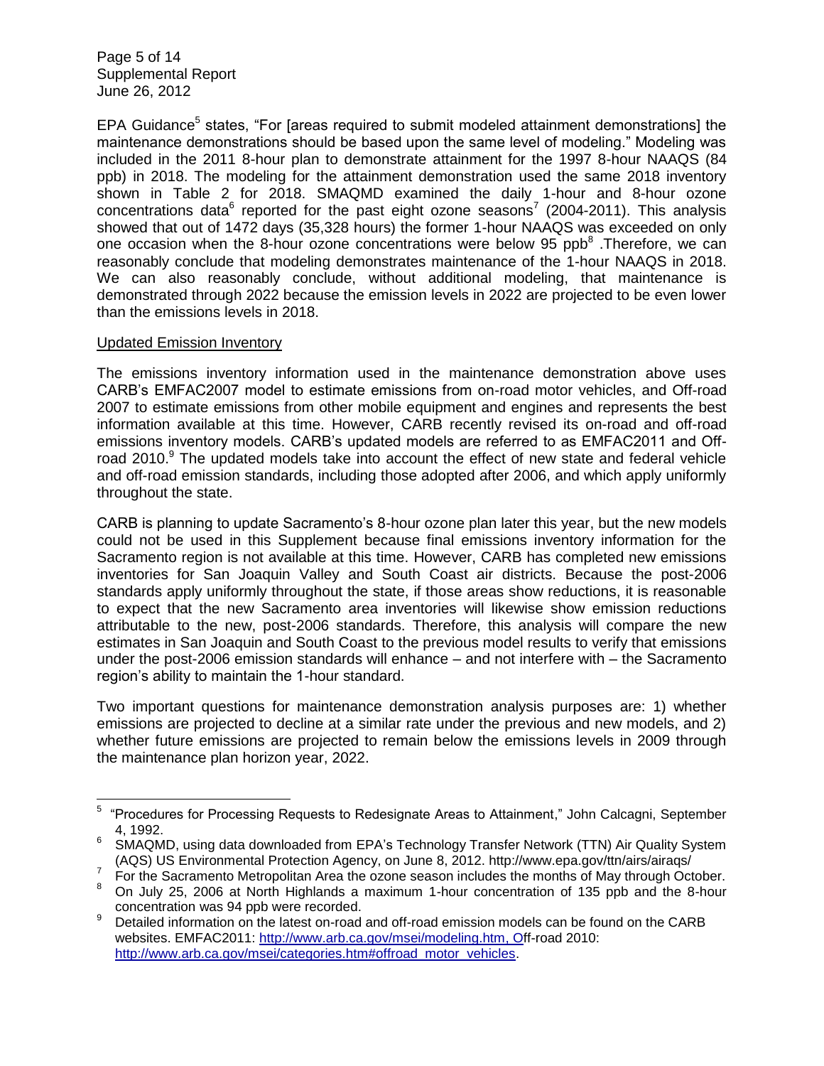EPA Guidance[5] states, "For [areas required to submit modeled attainment demonstrations] the maintenance demonstrations should be based upon the same level of modeling." Modeling was included in the 2011 8-hour plan to demonstrate attainment for the 1997 8-hour NAAQS (84 ppb) in 2018. The modeling for the attainment demonstration used the same 2018 inventory shown in Table 2 for 2018. SMAQMD examined the daily 1-hour and 8-hour ozone concentrations data[6] reported for the past eight ozone seasons[7] (2004-2011). This analysis showed that out of 1472 days (35,328 hours) the former 1-hour NAAQS was exceeded on only one occasion when the 8-hour ozone concentrations were below 95 ppb[8] .Therefore, we can reasonably conclude that modeling demonstrates maintenance of the 1-hour NAAQS in 2018. We can also reasonably conclude, without additional modeling, that maintenance is demonstrated through 2022 because the emission levels in 2022 are projected to be even lower than the emissions levels in 2018.

Updated Emission Inventory

The emissions inventory information used in the maintenance demonstration above uses CARB's EMFAC2007 model to estimate emissions from on-road motor vehicles, and Off-road 2007 to estimate emissions from other mobile equipment and engines and represents the best information available at this time. However, CARB recently revised its on-road and off-road emissions inventory models. CARB's updated models are referred to as EMFAC2011 and Off-road 2010.[9] The updated models take into account the effect of new state and federal vehicle and off-road emission standards, including those adopted after 2006, and which apply uniformly throughout the state.

CARB is planning to update Sacramento's 8-hour ozone plan later this year, but the new models could not be used in this Supplement because final emissions inventory information for the Sacramento region is not available at this time. However, CARB has completed new emissions inventories for San Joaquin Valley and South Coast air districts. Because the post-2006 standards apply uniformly throughout the state, if those areas show reductions, it is reasonable to expect that the new Sacramento area inventories will likewise show emission reductions attributable to the new, post-2006 standards. Therefore, this analysis will compare the new estimates in San Joaquin and South Coast to the previous model results to verify that emissions under the post-2006 emission standards will enhance – and not interfere with – the Sacramento region's ability to maintain the 1-hour standard.

Two important questions for maintenance demonstration analysis purposes are: 1) whether emissions are projected to decline at a similar rate under the previous and new models, and 2) whether future emissions are projected to remain below the emissions levels in 2009 through the maintenance plan horizon year, 2022.

---

[5] "Procedures for Processing Requests to Redesignate Areas to Attainment," John Calcagni, September 4, 1992.

[6] SMAQMD, using data downloaded from EPA's Technology Transfer Network (TTN) Air Quality System (AQS) US Environmental Protection Agency, on June 8, 2012. http://www.epa.gov/ttn/airs/airaqs/

[7] For the Sacramento Metropolitan Area the ozone season includes the months of May through October.

[8] On July 25, 2006 at North Highlands a maximum 1-hour concentration of 135 ppb and the 8-hour concentration was 94 ppb were recorded.

[9] Detailed information on the latest on-road and off-road emission models can be found on the CARB websites. EMFAC2011: http://www.arb.ca.gov/msei/modeling.htm, Off-road 2010: http://www.arb.ca.gov/msei/categories.htm#offroad_motor_vehicles.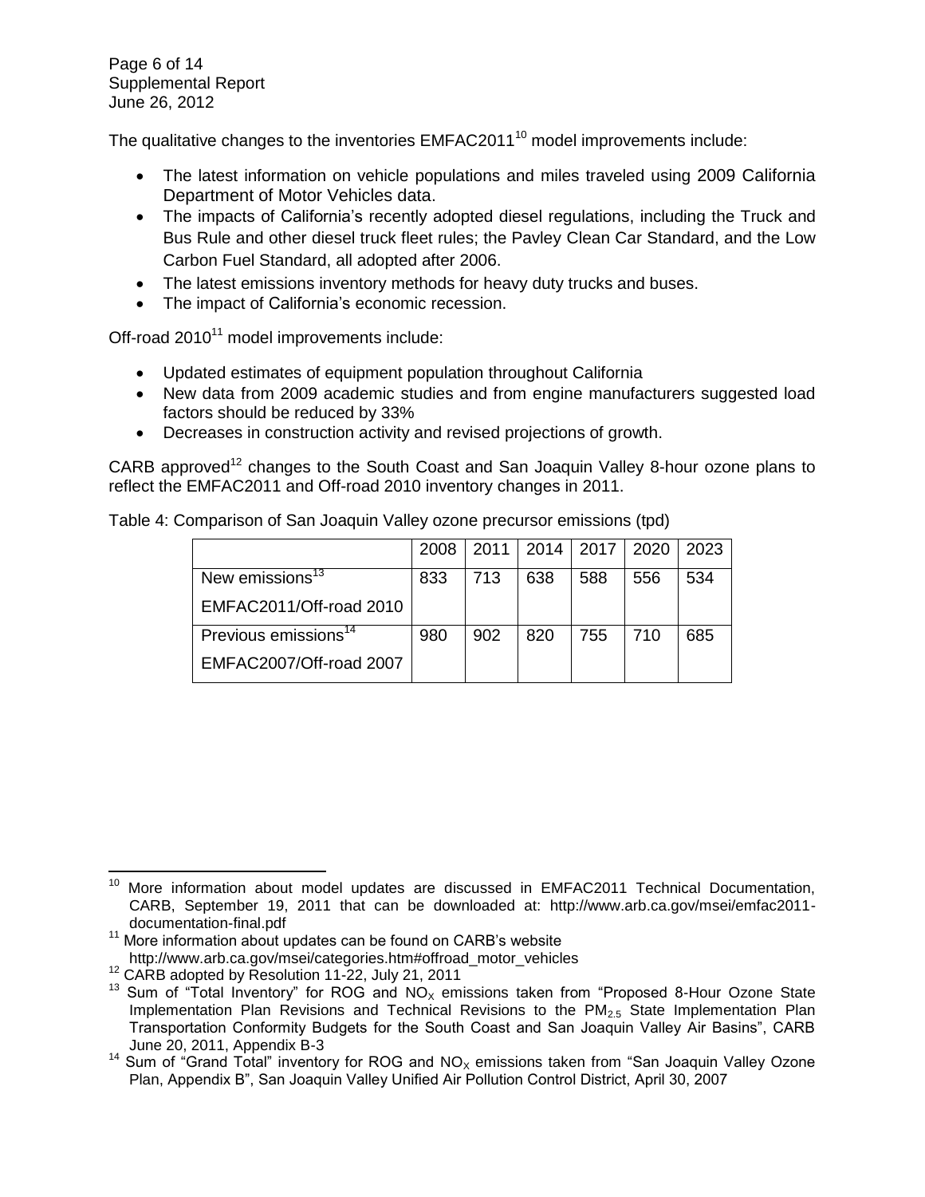The qualitative changes to the inventories EMFAC2011[10] model improvements include:

- The latest information on vehicle populations and miles traveled using 2009 California Department of Motor Vehicles data.
- The impacts of California's recently adopted diesel regulations, including the Truck and Bus Rule and other diesel truck fleet rules; the Pavley Clean Car Standard, and the Low Carbon Fuel Standard, all adopted after 2006.
- The latest emissions inventory methods for heavy duty trucks and buses.
- The impact of California's economic recession.

Off-road 2010[11] model improvements include:

- Updated estimates of equipment population throughout California
- New data from 2009 academic studies and from engine manufacturers suggested load factors should be reduced by 33%
- Decreases in construction activity and revised projections of growth.

CARB approved[12] changes to the South Coast and San Joaquin Valley 8-hour ozone plans to reflect the EMFAC2011 and Off-road 2010 inventory changes in 2011.

Table 4: Comparison of San Joaquin Valley ozone precursor emissions (tpd)

| | 2008 | 2011 | 2014 | 2017 | 2020 | 2023 |
|---|---|---|---|---|---|---|
| New emissions[13] EMFAC2011/Off-road 2010 | 833 | 713 | 638 | 588 | 556 | 534 |
| Previous emissions[14] EMFAC2007/Off-road 2007 | 980 | 902 | 820 | 755 | 710 | 685 |

---

[10] More information about model updates are discussed in EMFAC2011 Technical Documentation, CARB, September 19, 2011 that can be downloaded at: http://www.arb.ca.gov/msei/emfac2011-documentation-final.pdf

[11] More information about updates can be found on CARB's website http://www.arb.ca.gov/msei/categories.htm#offroad_motor_vehicles

[12] CARB adopted by Resolution 11-22, July 21, 2011

[13] Sum of "Total Inventory" for ROG and $NO_X$ emissions taken from "Proposed 8-Hour Ozone State Implementation Plan Revisions and Technical Revisions to the $PM_{2.5}$ State Implementation Plan Transportation Conformity Budgets for the South Coast and San Joaquin Valley Air Basins", CARB June 20, 2011, Appendix B-3

[14] Sum of "Grand Total" inventory for ROG and $NO_X$ emissions taken from "San Joaquin Valley Ozone Plan, Appendix B", San Joaquin Valley Unified Air Pollution Control District, April 30, 2007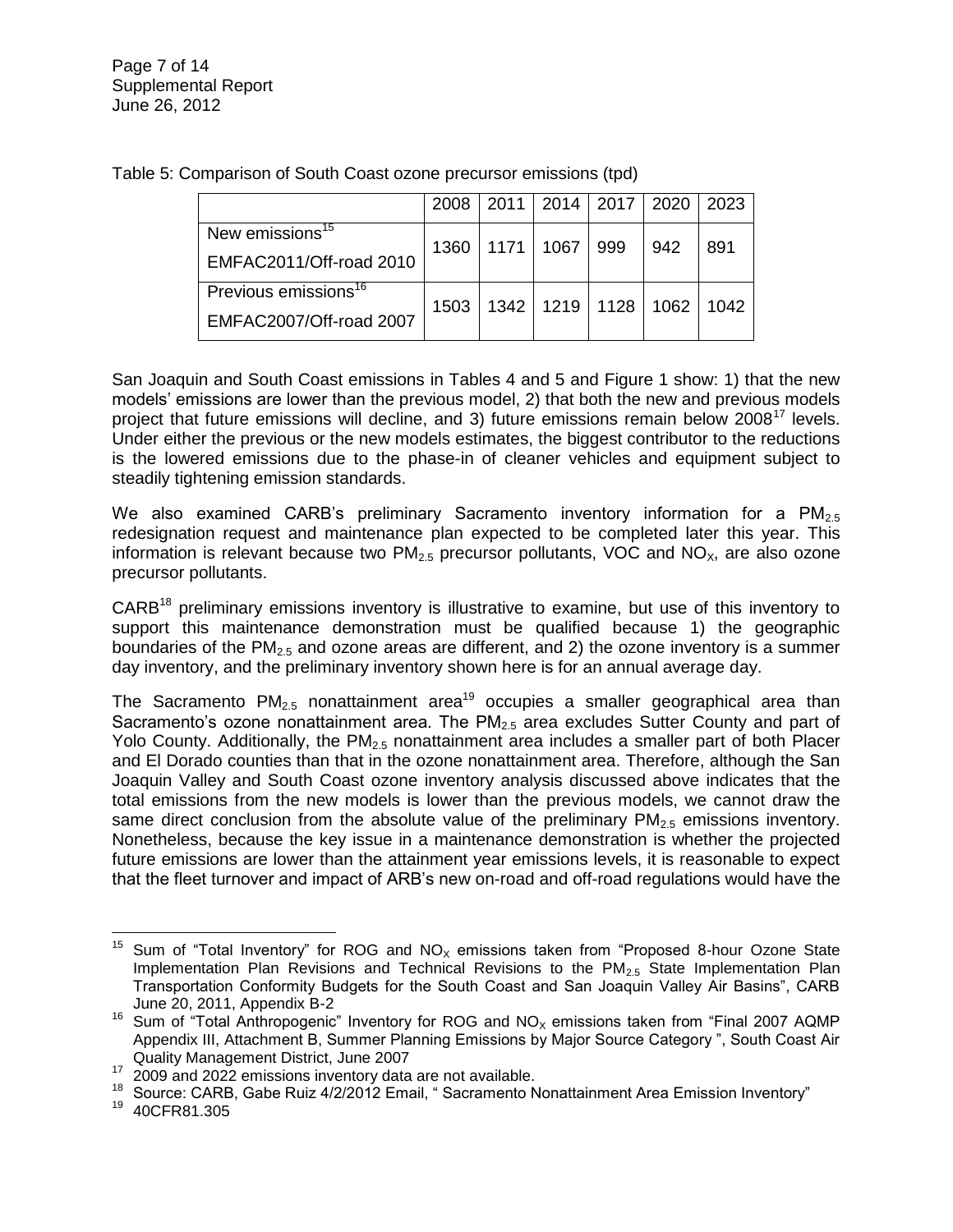Table 5: Comparison of South Coast ozone precursor emissions (tpd)

| | 2008 | 2011 | 2014 | 2017 | 2020 | 2023 |
|---|---|---|---|---|---|---|
| New emissions[15] EMFAC2011/Off-road 2010 | 1360 | 1171 | 1067 | 999 | 942 | 891 |
| Previous emissions[16] EMFAC2007/Off-road 2007 | 1503 | 1342 | 1219 | 1128 | 1062 | 1042 |

San Joaquin and South Coast emissions in Tables 4 and 5 and Figure 1 show: 1) that the new models' emissions are lower than the previous model, 2) that both the new and previous models project that future emissions will decline, and 3) future emissions remain below 2008[17] levels. Under either the previous or the new models estimates, the biggest contributor to the reductions is the lowered emissions due to the phase-in of cleaner vehicles and equipment subject to steadily tightening emission standards.

We also examined CARB's preliminary Sacramento inventory information for a $PM_{2.5}$ redesignation request and maintenance plan expected to be completed later this year. This information is relevant because two $PM_{2.5}$ precursor pollutants, VOC and $NO_X$, are also ozone precursor pollutants.

CARB[18] preliminary emissions inventory is illustrative to examine, but use of this inventory to support this maintenance demonstration must be qualified because 1) the geographic boundaries of the $PM_{2.5}$ and ozone areas are different, and 2) the ozone inventory is a summer day inventory, and the preliminary inventory shown here is for an annual average day.

The Sacramento $PM_{2.5}$ nonattainment area[19] occupies a smaller geographical area than Sacramento's ozone nonattainment area. The $PM_{2.5}$ area excludes Sutter County and part of Yolo County. Additionally, the $PM_{2.5}$ nonattainment area includes a smaller part of both Placer and El Dorado counties than that in the ozone nonattainment area. Therefore, although the San Joaquin Valley and South Coast ozone inventory analysis discussed above indicates that the total emissions from the new models is lower than the previous models, we cannot draw the same direct conclusion from the absolute value of the preliminary $PM_{2.5}$ emissions inventory. Nonetheless, because the key issue in a maintenance demonstration is whether the projected future emissions are lower than the attainment year emissions levels, it is reasonable to expect that the fleet turnover and impact of ARB's new on-road and off-road regulations would have the

---

[15] Sum of "Total Inventory" for ROG and $NO_X$ emissions taken from "Proposed 8-hour Ozone State Implementation Plan Revisions and Technical Revisions to the $PM_{2.5}$ State Implementation Plan Transportation Conformity Budgets for the South Coast and San Joaquin Valley Air Basins", CARB June 20, 2011, Appendix B-2

[16] Sum of "Total Anthropogenic" Inventory for ROG and $NO_X$ emissions taken from "Final 2007 AQMP Appendix III, Attachment B, Summer Planning Emissions by Major Source Category ", South Coast Air Quality Management District, June 2007

[17] 2009 and 2022 emissions inventory data are not available.

[18] Source: CARB, Gabe Ruiz 4/2/2012 Email, " Sacramento Nonattainment Area Emission Inventory"

[19] 40CFR81.305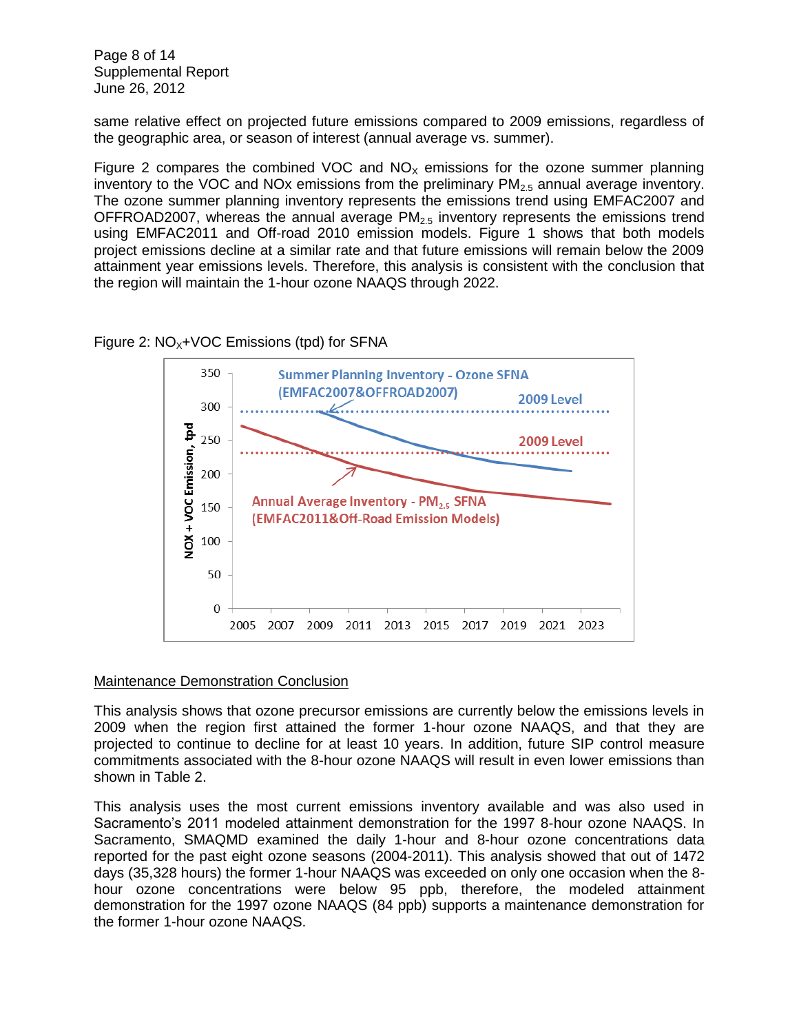same relative effect on projected future emissions compared to 2009 emissions, regardless of the geographic area, or season of interest (annual average vs. summer).

Figure 2 compares the combined VOC and $NO_X$ emissions for the ozone summer planning inventory to the VOC and NOx emissions from the preliminary $PM_{2.5}$ annual average inventory. The ozone summer planning inventory represents the emissions trend using EMFAC2007 and OFFROAD2007, whereas the annual average $PM_{2.5}$ inventory represents the emissions trend using EMFAC2011 and Off-road 2010 emission models. Figure 1 shows that both models project emissions decline at a similar rate and that future emissions will remain below the 2009 attainment year emissions levels. Therefore, this analysis is consistent with the conclusion that the region will maintain the 1-hour ozone NAAQS through 2022.

Figure 2: $NO_X$+VOC Emissions (tpd) for SFNA

## Maintenance Demonstration Conclusion

This analysis shows that ozone precursor emissions are currently below the emissions levels in 2009 when the region first attained the former 1-hour ozone NAAQS, and that they are projected to continue to decline for at least 10 years. In addition, future SIP control measure commitments associated with the 8-hour ozone NAAQS will result in even lower emissions than shown in Table 2.

This analysis uses the most current emissions inventory available and was also used in Sacramento's 2011 modeled attainment demonstration for the 1997 8-hour ozone NAAQS. In Sacramento, SMAQMD examined the daily 1-hour and 8-hour ozone concentrations data reported for the past eight ozone seasons (2004-2011). This analysis showed that out of 1472 days (35,328 hours) the former 1-hour NAAQS was exceeded on only one occasion when the 8-hour ozone concentrations were below 95 ppb, therefore, the modeled attainment demonstration for the 1997 ozone NAAQS (84 ppb) supports a maintenance demonstration for the former 1-hour ozone NAAQS.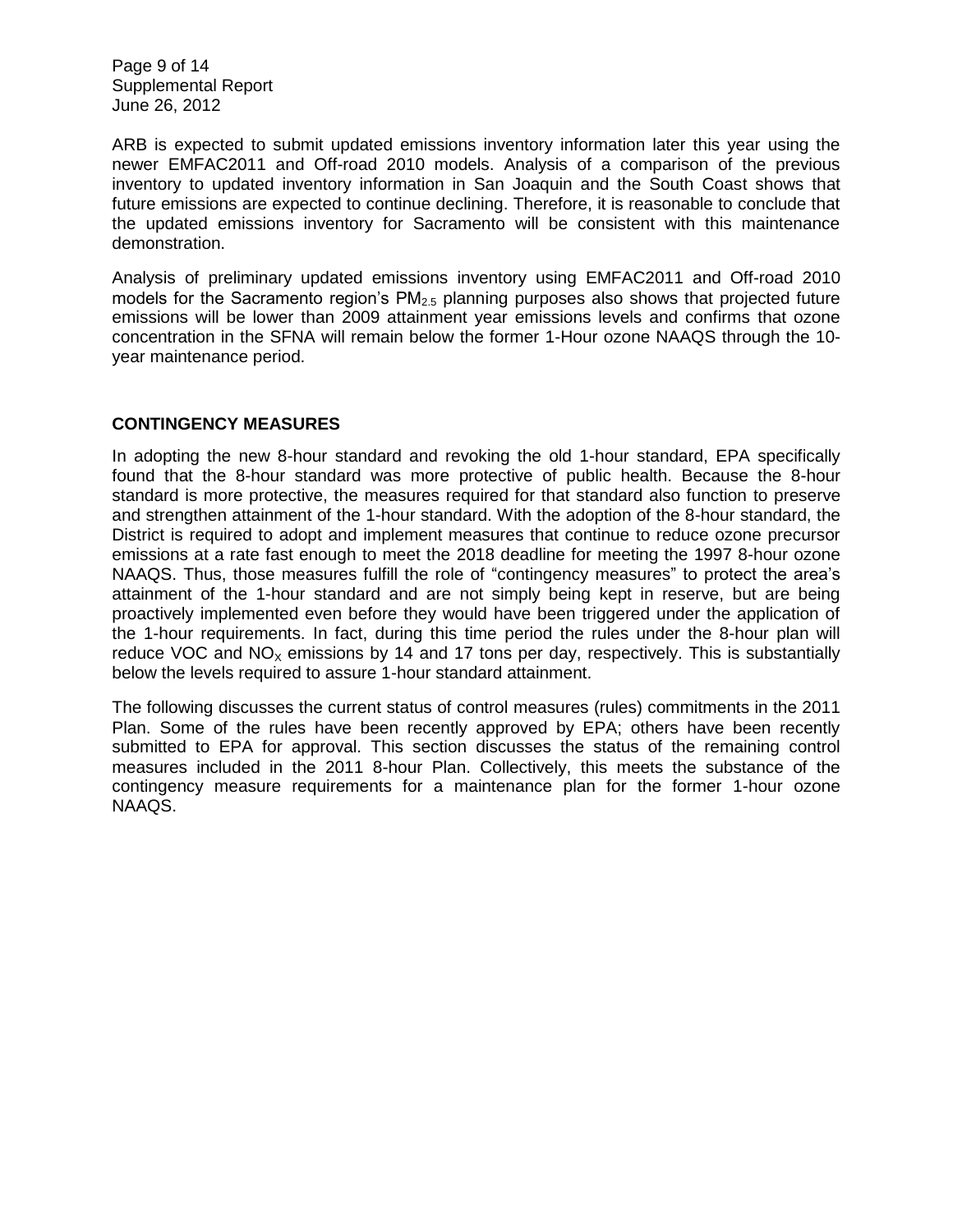ARB is expected to submit updated emissions inventory information later this year using the newer EMFAC2011 and Off-road 2010 models. Analysis of a comparison of the previous inventory to updated inventory information in San Joaquin and the South Coast shows that future emissions are expected to continue declining. Therefore, it is reasonable to conclude that the updated emissions inventory for Sacramento will be consistent with this maintenance demonstration.

Analysis of preliminary updated emissions inventory using EMFAC2011 and Off-road 2010 models for the Sacramento region's $PM_{2.5}$ planning purposes also shows that projected future emissions will be lower than 2009 attainment year emissions levels and confirms that ozone concentration in the SFNA will remain below the former 1-Hour ozone NAAQS through the 10-year maintenance period.

## CONTINGENCY MEASURES

In adopting the new 8-hour standard and revoking the old 1-hour standard, EPA specifically found that the 8-hour standard was more protective of public health. Because the 8-hour standard is more protective, the measures required for that standard also function to preserve and strengthen attainment of the 1-hour standard. With the adoption of the 8-hour standard, the District is required to adopt and implement measures that continue to reduce ozone precursor emissions at a rate fast enough to meet the 2018 deadline for meeting the 1997 8-hour ozone NAAQS. Thus, those measures fulfill the role of "contingency measures" to protect the area's attainment of the 1-hour standard and are not simply being kept in reserve, but are being proactively implemented even before they would have been triggered under the application of the 1-hour requirements. In fact, during this time period the rules under the 8-hour plan will reduce VOC and $NO_X$ emissions by 14 and 17 tons per day, respectively. This is substantially below the levels required to assure 1-hour standard attainment.

The following discusses the current status of control measures (rules) commitments in the 2011 Plan. Some of the rules have been recently approved by EPA; others have been recently submitted to EPA for approval. This section discusses the status of the remaining control measures included in the 2011 8-hour Plan. Collectively, this meets the substance of the contingency measure requirements for a maintenance plan for the former 1-hour ozone NAAQS.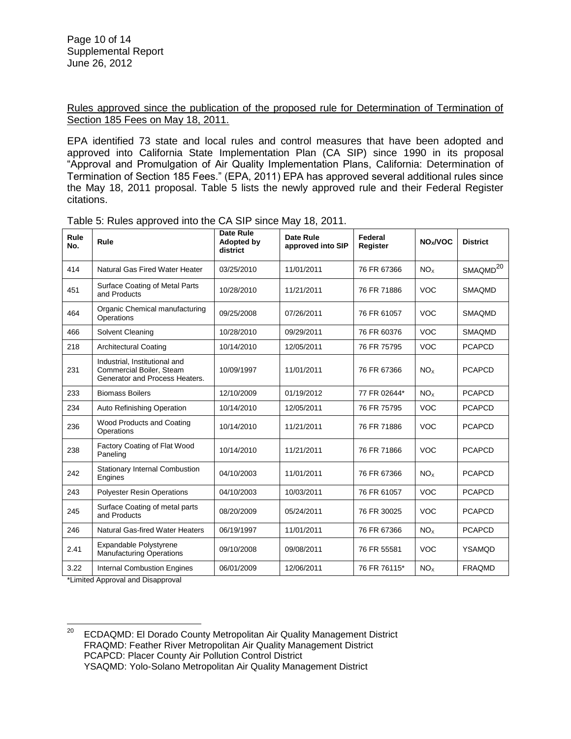Rules approved since the publication of the proposed rule for Determination of Termination of Section 185 Fees on May 18, 2011.

EPA identified 73 state and local rules and control measures that have been adopted and approved into California State Implementation Plan (CA SIP) since 1990 in its proposal "Approval and Promulgation of Air Quality Implementation Plans, California: Determination of Termination of Section 185 Fees." (EPA, 2011) EPA has approved several additional rules since the May 18, 2011 proposal. Table 5 lists the newly approved rule and their Federal Register citations.

Table 5: Rules approved into the CA SIP since May 18, 2011.

| Rule No. | Rule | Date Rule Adopted by district | Date Rule approved into SIP | Federal Register | $NO_x$/VOC | District |
|---|---|---|---|---|---|---|
| 414 | Natural Gas Fired Water Heater | 03/25/2010 | 11/01/2011 | 76 FR 67366 | $NO_x$ | SMAQMD[20] |
| 451 | Surface Coating of Metal Parts and Products | 10/28/2010 | 11/21/2011 | 76 FR 71886 | VOC | SMAQMD |
| 464 | Organic Chemical manufacturing Operations | 09/25/2008 | 07/26/2011 | 76 FR 61057 | VOC | SMAQMD |
| 466 | Solvent Cleaning | 10/28/2010 | 09/29/2011 | 76 FR 60376 | VOC | SMAQMD |
| 218 | Architectural Coating | 10/14/2010 | 12/05/2011 | 76 FR 75795 | VOC | PCAPCD |
| 231 | Industrial, Institutional and Commercial Boiler, Steam Generator and Process Heaters. | 10/09/1997 | 11/01/2011 | 76 FR 67366 | $NO_x$ | PCAPCD |
| 233 | Biomass Boilers | 12/10/2009 | 01/19/2012 | 77 FR 02644* | $NO_x$ | PCAPCD |
| 234 | Auto Refinishing Operation | 10/14/2010 | 12/05/2011 | 76 FR 75795 | VOC | PCAPCD |
| 236 | Wood Products and Coating Operations | 10/14/2010 | 11/21/2011 | 76 FR 71886 | VOC | PCAPCD |
| 238 | Factory Coating of Flat Wood Paneling | 10/14/2010 | 11/21/2011 | 76 FR 71866 | VOC | PCAPCD |
| 242 | Stationary Internal Combustion Engines | 04/10/2003 | 11/01/2011 | 76 FR 67366 | $NO_x$ | PCAPCD |
| 243 | Polyester Resin Operations | 04/10/2003 | 10/03/2011 | 76 FR 61057 | VOC | PCAPCD |
| 245 | Surface Coating of metal parts and Products | 08/20/2009 | 05/24/2011 | 76 FR 30025 | VOC | PCAPCD |
| 246 | Natural Gas-fired Water Heaters | 06/19/1997 | 11/01/2011 | 76 FR 67366 | $NO_x$ | PCAPCD |
| 2.41 | Expandable Polystyrene Manufacturing Operations | 09/10/2008 | 09/08/2011 | 76 FR 55581 | VOC | YSAMQD |
| 3.22 | Internal Combustion Engines | 06/01/2009 | 12/06/2011 | 76 FR 76115* | $NO_x$ | FRAQMD |

*Limited Approval and Disapproval

[20] ECDAQMD: El Dorado County Metropolitan Air Quality Management District
FRAQMD: Feather River Metropolitan Air Quality Management District
PCAPCD: Placer County Air Pollution Control District
YSAQMD: Yolo-Solano Metropolitan Air Quality Management District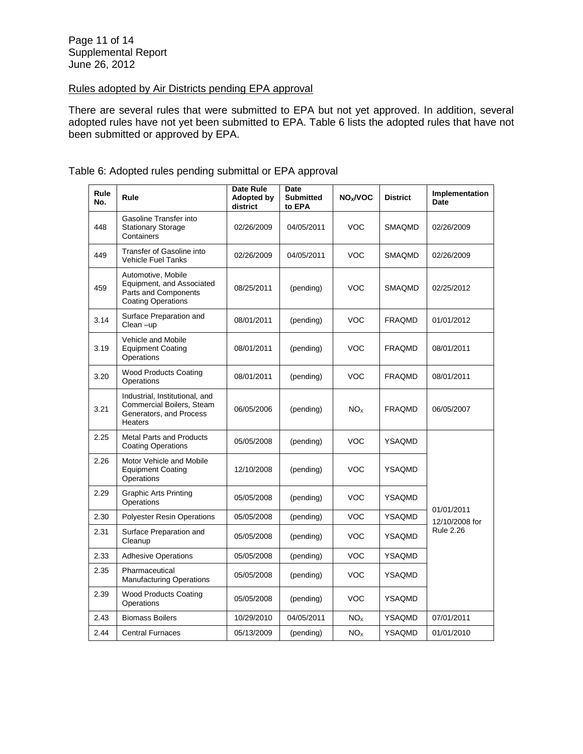Rules adopted by Air Districts pending EPA approval

There are several rules that were submitted to EPA but not yet approved. In addition, several adopted rules have not yet been submitted to EPA. Table 6 lists the adopted rules that have not been submitted or approved by EPA.

Table 6: Adopted rules pending submittal or EPA approval

| Rule No. | Rule | Date Rule Adopted by district | Date Submitted to EPA | $NO_x$/VOC | District | Implementation Date |
|---|---|---|---|---|---|---|
| 448 | Gasoline Transfer into Stationary Storage Containers | 02/26/2009 | 04/05/2011 | VOC | SMAQMD | 02/26/2009 |
| 449 | Transfer of Gasoline into Vehicle Fuel Tanks | 02/26/2009 | 04/05/2011 | VOC | SMAQMD | 02/26/2009 |
| 459 | Automotive, Mobile Equipment, and Associated Parts and Components Coating Operations | 08/25/2011 | (pending) | VOC | SMAQMD | 02/25/2012 |
| 3.14 | Surface Preparation and Clean –up | 08/01/2011 | (pending) | VOC | FRAQMD | 01/01/2012 |
| 3.19 | Vehicle and Mobile Equipment Coating Operations | 08/01/2011 | (pending) | VOC | FRAQMD | 08/01/2011 |
| 3.20 | Wood Products Coating Operations | 08/01/2011 | (pending) | VOC | FRAQMD | 08/01/2011 |
| 3.21 | Industrial, Institutional, and Commercial Boilers, Steam Generators, and Process Heaters | 06/05/2006 | (pending) | $NO_X$ | FRAQMD | 06/05/2007 |
| 2.25 | Metal Parts and Products Coating Operations | 05/05/2008 | (pending) | VOC | YSAQMD | 01/01/2011 12/10/2008 for Rule 2.26 |
| 2.26 | Motor Vehicle and Mobile Equipment Coating Operations | 12/10/2008 | (pending) | VOC | YSAQMD | |
| 2.29 | Graphic Arts Printing Operations | 05/05/2008 | (pending) | VOC | YSAQMD | |
| 2.30 | Polyester Resin Operations | 05/05/2008 | (pending) | VOC | YSAQMD | |
| 2.31 | Surface Preparation and Cleanup | 05/05/2008 | (pending) | VOC | YSAQMD | |
| 2.33 | Adhesive Operations | 05/05/2008 | (pending) | VOC | YSAQMD | |
| 2.35 | Pharmaceutical Manufacturing Operations | 05/05/2008 | (pending) | VOC | YSAQMD | |
| 2.39 | Wood Products Coating Operations | 05/05/2008 | (pending) | VOC | YSAQMD | |
| 2.43 | Biomass Boilers | 10/29/2010 | 04/05/2011 | $NO_X$ | YSAQMD | 07/01/2011 |
| 2.44 | Central Furnaces | 05/13/2009 | (pending) | $NO_X$ | YSAQMD | 01/01/2010 |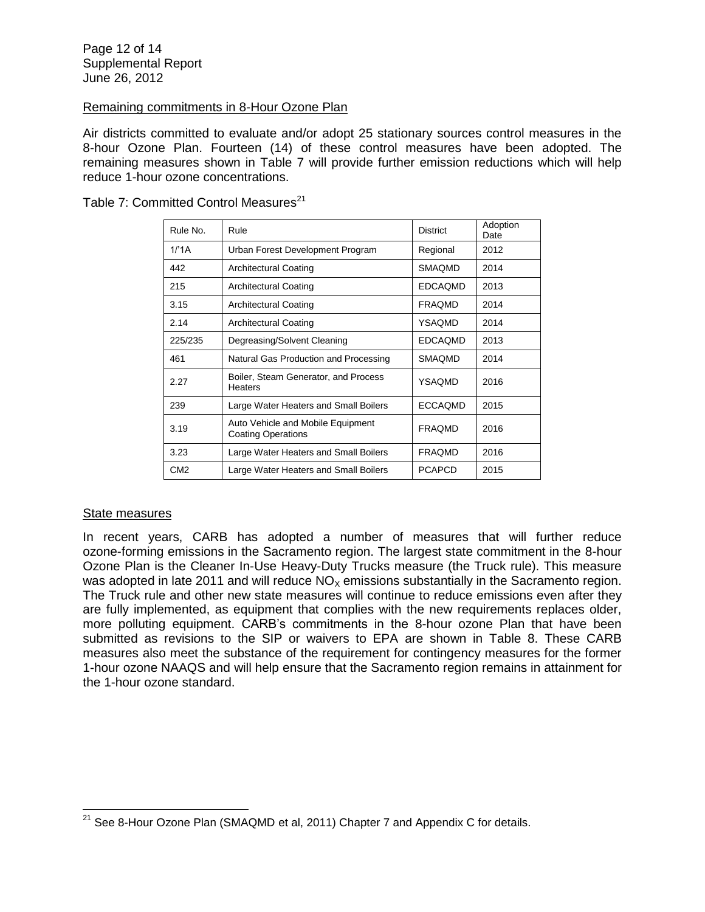## Remaining commitments in 8-Hour Ozone Plan

Air districts committed to evaluate and/or adopt 25 stationary sources control measures in the 8-hour Ozone Plan. Fourteen (14) of these control measures have been adopted. The remaining measures shown in Table 7 will provide further emission reductions which will help reduce 1-hour ozone concentrations.

Table 7: Committed Control Measures[21]

| Rule No. | Rule | District | Adoption Date |
|---|---|---|---|
| 1/'1A | Urban Forest Development Program | Regional | 2012 |
| 442 | Architectural Coating | SMAQMD | 2014 |
| 215 | Architectural Coating | EDCAQMD | 2013 |
| 3.15 | Architectural Coating | FRAQMD | 2014 |
| 2.14 | Architectural Coating | YSAQMD | 2014 |
| 225/235 | Degreasing/Solvent Cleaning | EDCAQMD | 2013 |
| 461 | Natural Gas Production and Processing | SMAQMD | 2014 |
| 2.27 | Boiler, Steam Generator, and Process Heaters | YSAQMD | 2016 |
| 239 | Large Water Heaters and Small Boilers | ECCAQMD | 2015 |
| 3.19 | Auto Vehicle and Mobile Equipment Coating Operations | FRAQMD | 2016 |
| 3.23 | Large Water Heaters and Small Boilers | FRAQMD | 2016 |
| CM2 | Large Water Heaters and Small Boilers | PCAPCD | 2015 |

## State measures

In recent years, CARB has adopted a number of measures that will further reduce ozone-forming emissions in the Sacramento region. The largest state commitment in the 8-hour Ozone Plan is the Cleaner In-Use Heavy-Duty Trucks measure (the Truck rule). This measure was adopted in late 2011 and will reduce $NO_X$ emissions substantially in the Sacramento region. The Truck rule and other new state measures will continue to reduce emissions even after they are fully implemented, as equipment that complies with the new requirements replaces older, more polluting equipment. CARB's commitments in the 8-hour ozone Plan that have been submitted as revisions to the SIP or waivers to EPA are shown in Table 8. These CARB measures also meet the substance of the requirement for contingency measures for the former 1-hour ozone NAAQS and will help ensure that the Sacramento region remains in attainment for the 1-hour ozone standard.

[21] See 8-Hour Ozone Plan (SMAQMD et al, 2011) Chapter 7 and Appendix C for details.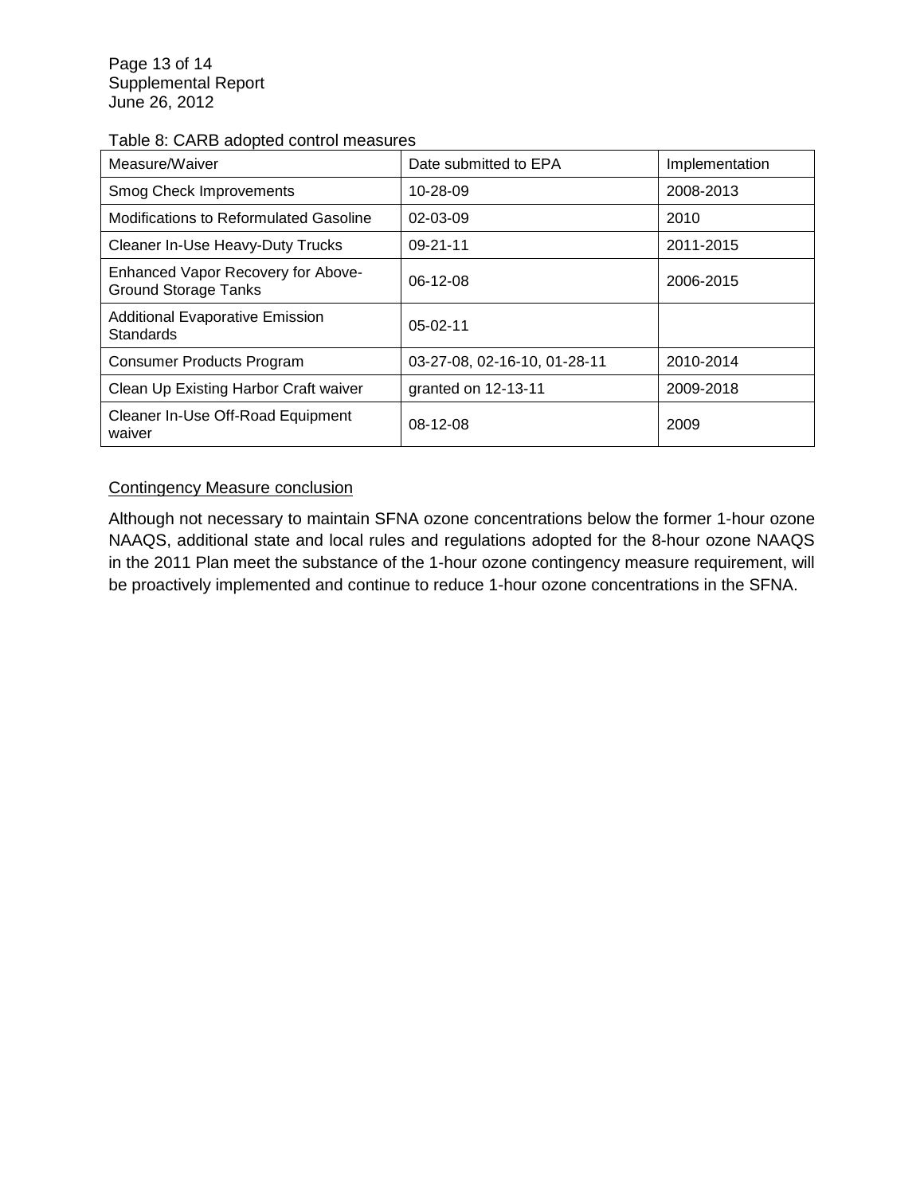Table 8: CARB adopted control measures

| Measure/Waiver | Date submitted to EPA | Implementation |
|---|---|---|
| Smog Check Improvements | 10-28-09 | 2008-2013 |
| Modifications to Reformulated Gasoline | 02-03-09 | 2010 |
| Cleaner In-Use Heavy-Duty Trucks | 09-21-11 | 2011-2015 |
| Enhanced Vapor Recovery for Above-Ground Storage Tanks | 06-12-08 | 2006-2015 |
| Additional Evaporative Emission Standards | 05-02-11 | |
| Consumer Products Program | 03-27-08, 02-16-10, 01-28-11 | 2010-2014 |
| Clean Up Existing Harbor Craft waiver | granted on 12-13-11 | 2009-2018 |
| Cleaner In-Use Off-Road Equipment waiver | 08-12-08 | 2009 |

Contingency Measure conclusion

Although not necessary to maintain SFNA ozone concentrations below the former 1-hour ozone NAAQS, additional state and local rules and regulations adopted for the 8-hour ozone NAAQS in the 2011 Plan meet the substance of the 1-hour ozone contingency measure requirement, will be proactively implemented and continue to reduce 1-hour ozone concentrations in the SFNA.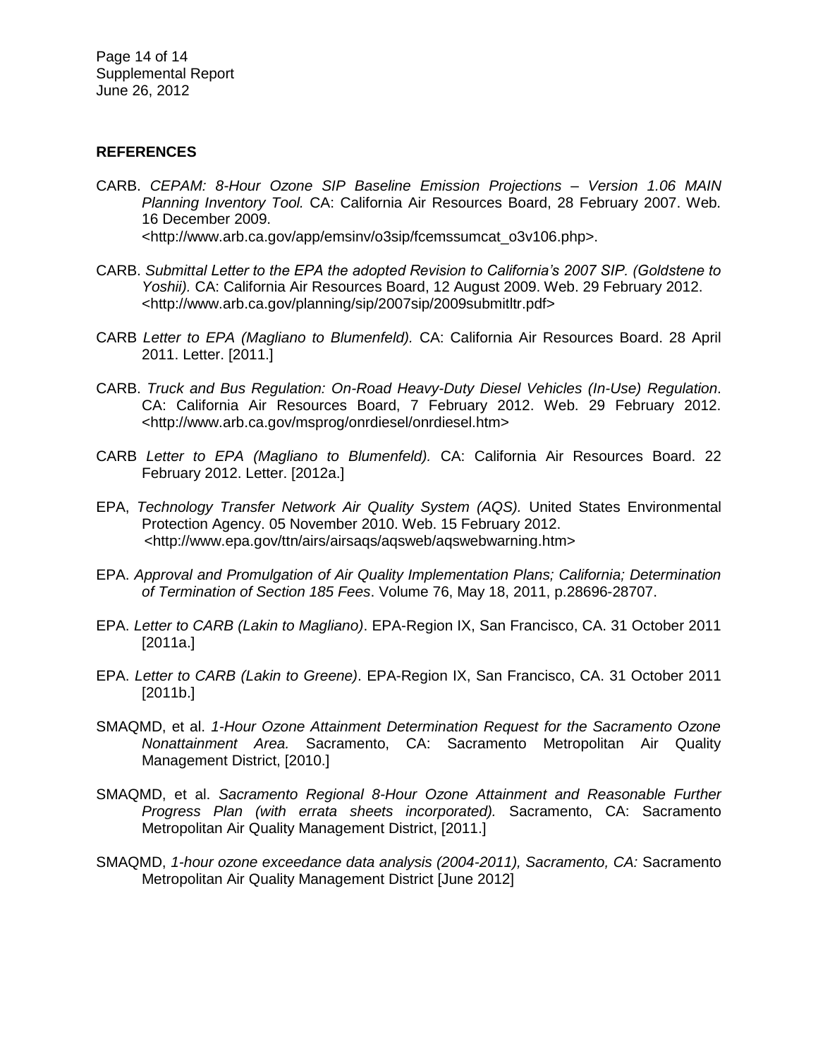## REFERENCES

CARB. *CEPAM: 8-Hour Ozone SIP Baseline Emission Projections – Version 1.06 MAIN Planning Inventory Tool.* CA: California Air Resources Board, 28 February 2007. Web. 16 December 2009. <http://www.arb.ca.gov/app/emsinv/o3sip/fcemssumcat_o3v106.php>.

CARB. *Submittal Letter to the EPA the adopted Revision to California's 2007 SIP. (Goldstene to Yoshii).* CA: California Air Resources Board, 12 August 2009. Web. 29 February 2012. <http://www.arb.ca.gov/planning/sip/2007sip/2009submitltr.pdf>

CARB *Letter to EPA (Magliano to Blumenfeld).* CA: California Air Resources Board. 28 April 2011. Letter. [2011.]

CARB. *Truck and Bus Regulation: On-Road Heavy-Duty Diesel Vehicles (In-Use) Regulation*. CA: California Air Resources Board, 7 February 2012. Web. 29 February 2012. <http://www.arb.ca.gov/msprog/onrdiesel/onrdiesel.htm>

CARB *Letter to EPA (Magliano to Blumenfeld).* CA: California Air Resources Board. 22 February 2012. Letter. [2012a.]

EPA, *Technology Transfer Network Air Quality System (AQS).* United States Environmental Protection Agency. 05 November 2010. Web. 15 February 2012. <http://www.epa.gov/ttn/airs/airsaqs/aqsweb/aqswebwarning.htm>

EPA. *Approval and Promulgation of Air Quality Implementation Plans; California; Determination of Termination of Section 185 Fees*. Volume 76, May 18, 2011, p.28696-28707.

EPA. *Letter to CARB (Lakin to Magliano)*. EPA-Region IX, San Francisco, CA. 31 October 2011 [2011a.]

EPA. *Letter to CARB (Lakin to Greene)*. EPA-Region IX, San Francisco, CA. 31 October 2011 [2011b.]

SMAQMD, et al. *1-Hour Ozone Attainment Determination Request for the Sacramento Ozone Nonattainment Area.* Sacramento, CA: Sacramento Metropolitan Air Quality Management District, [2010.]

SMAQMD, et al. *Sacramento Regional 8-Hour Ozone Attainment and Reasonable Further Progress Plan (with errata sheets incorporated).* Sacramento, CA: Sacramento Metropolitan Air Quality Management District, [2011.]

SMAQMD, *1-hour ozone exceedance data analysis (2004-2011), Sacramento, CA:* Sacramento Metropolitan Air Quality Management District [June 2012]